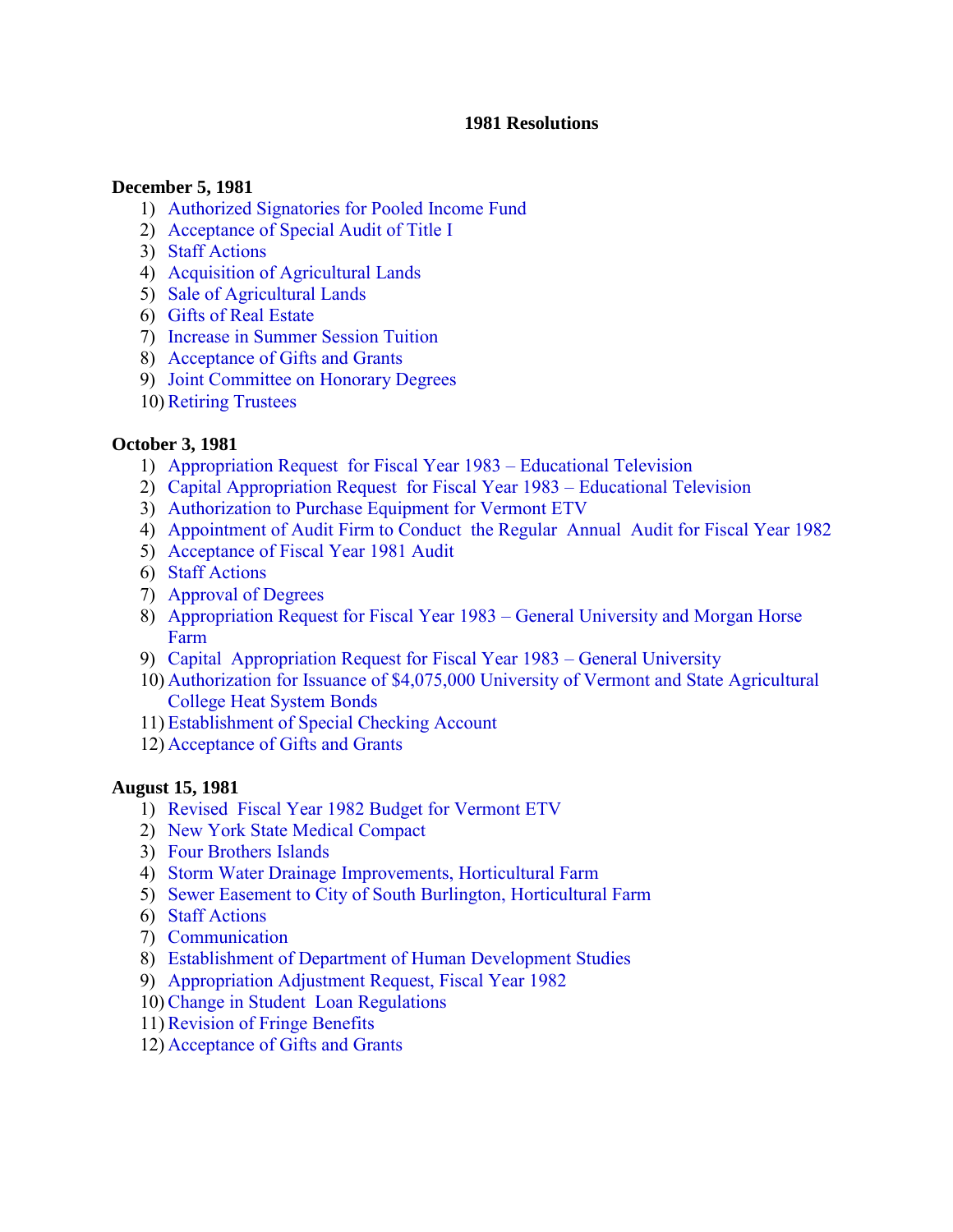# 1981 Resolutions

**December 5, 1981**

1) Authorized Signatories for Pooled Income Fund
2) Acceptance of Special Audit of Title I
3) Staff Actions
4) Acquisition of Agricultural Lands
5) Sale of Agricultural Lands
6) Gifts of Real Estate
7) Increase in Summer Session Tuition
8) Acceptance of Gifts and Grants
9) Joint Committee on Honorary Degrees
10) Retiring Trustees

**October 3, 1981**

1) Appropriation Request for Fiscal Year 1983 – Educational Television
2) Capital Appropriation Request for Fiscal Year 1983 – Educational Television
3) Authorization to Purchase Equipment for Vermont ETV
4) Appointment of Audit Firm to Conduct the Regular Annual Audit for Fiscal Year 1982
5) Acceptance of Fiscal Year 1981 Audit
6) Staff Actions
7) Approval of Degrees
8) Appropriation Request for Fiscal Year 1983 – General University and Morgan Horse Farm
9) Capital Appropriation Request for Fiscal Year 1983 – General University
10) Authorization for Issuance of $4,075,000 University of Vermont and State Agricultural College Heat System Bonds
11) Establishment of Special Checking Account
12) Acceptance of Gifts and Grants

**August 15, 1981**

1) Revised Fiscal Year 1982 Budget for Vermont ETV
2) New York State Medical Compact
3) Four Brothers Islands
4) Storm Water Drainage Improvements, Horticultural Farm
5) Sewer Easement to City of South Burlington, Horticultural Farm
6) Staff Actions
7) Communication
8) Establishment of Department of Human Development Studies
9) Appropriation Adjustment Request, Fiscal Year 1982
10) Change in Student Loan Regulations
11) Revision of Fringe Benefits
12) Acceptance of Gifts and Grants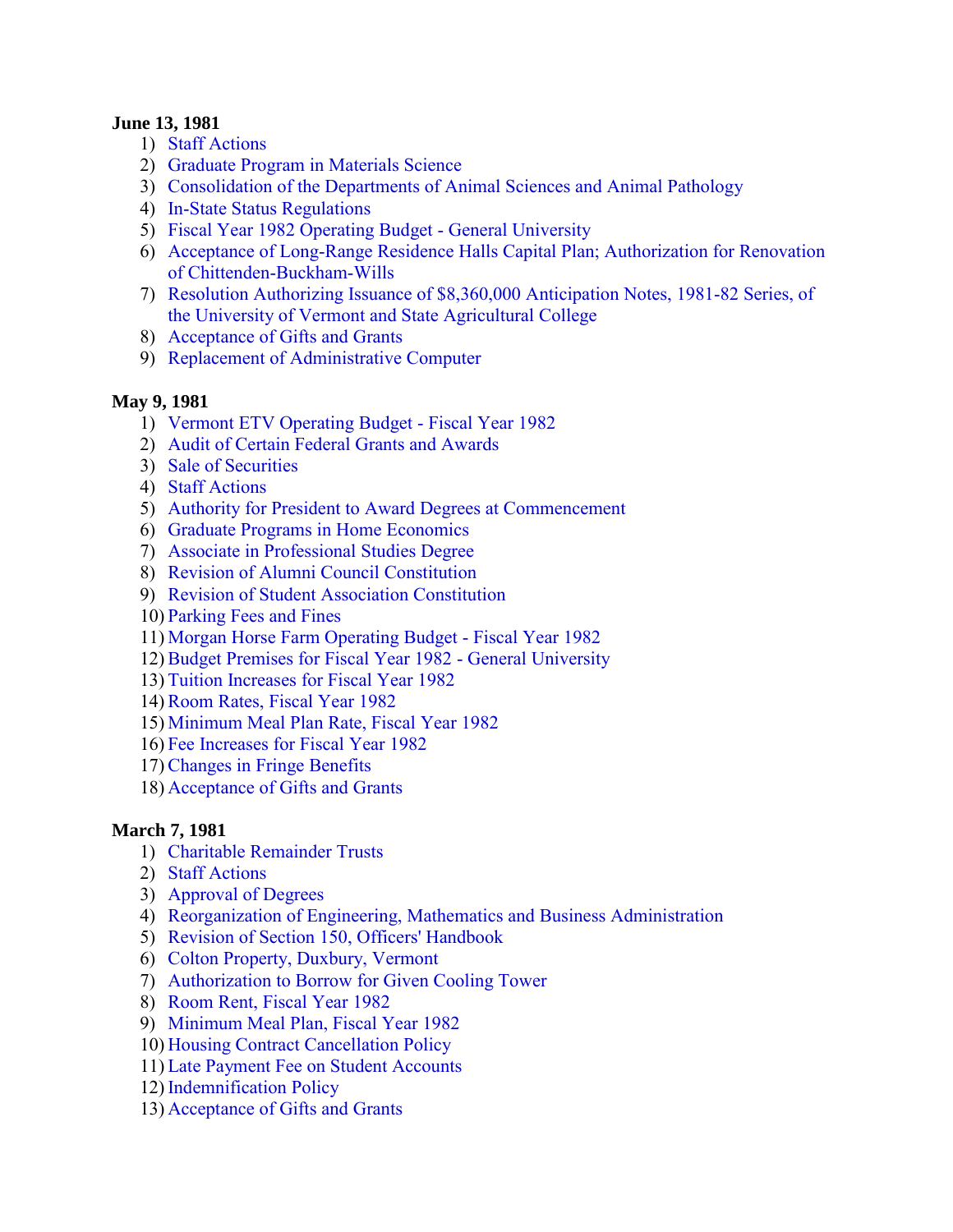**June 13, 1981**

1) Staff Actions
2) Graduate Program in Materials Science
3) Consolidation of the Departments of Animal Sciences and Animal Pathology
4) In-State Status Regulations
5) Fiscal Year 1982 Operating Budget - General University
6) Acceptance of Long-Range Residence Halls Capital Plan; Authorization for Renovation of Chittenden-Buckham-Wills
7) Resolution Authorizing Issuance of $8,360,000 Anticipation Notes, 1981-82 Series, of the University of Vermont and State Agricultural College
8) Acceptance of Gifts and Grants
9) Replacement of Administrative Computer

**May 9, 1981**

1) Vermont ETV Operating Budget - Fiscal Year 1982
2) Audit of Certain Federal Grants and Awards
3) Sale of Securities
4) Staff Actions
5) Authority for President to Award Degrees at Commencement
6) Graduate Programs in Home Economics
7) Associate in Professional Studies Degree
8) Revision of Alumni Council Constitution
9) Revision of Student Association Constitution
10) Parking Fees and Fines
11) Morgan Horse Farm Operating Budget - Fiscal Year 1982
12) Budget Premises for Fiscal Year 1982 - General University
13) Tuition Increases for Fiscal Year 1982
14) Room Rates, Fiscal Year 1982
15) Minimum Meal Plan Rate, Fiscal Year 1982
16) Fee Increases for Fiscal Year 1982
17) Changes in Fringe Benefits
18) Acceptance of Gifts and Grants

**March 7, 1981**

1) Charitable Remainder Trusts
2) Staff Actions
3) Approval of Degrees
4) Reorganization of Engineering, Mathematics and Business Administration
5) Revision of Section 150, Officers' Handbook
6) Colton Property, Duxbury, Vermont
7) Authorization to Borrow for Given Cooling Tower
8) Room Rent, Fiscal Year 1982
9) Minimum Meal Plan, Fiscal Year 1982
10) Housing Contract Cancellation Policy
11) Late Payment Fee on Student Accounts
12) Indemnification Policy
13) Acceptance of Gifts and Grants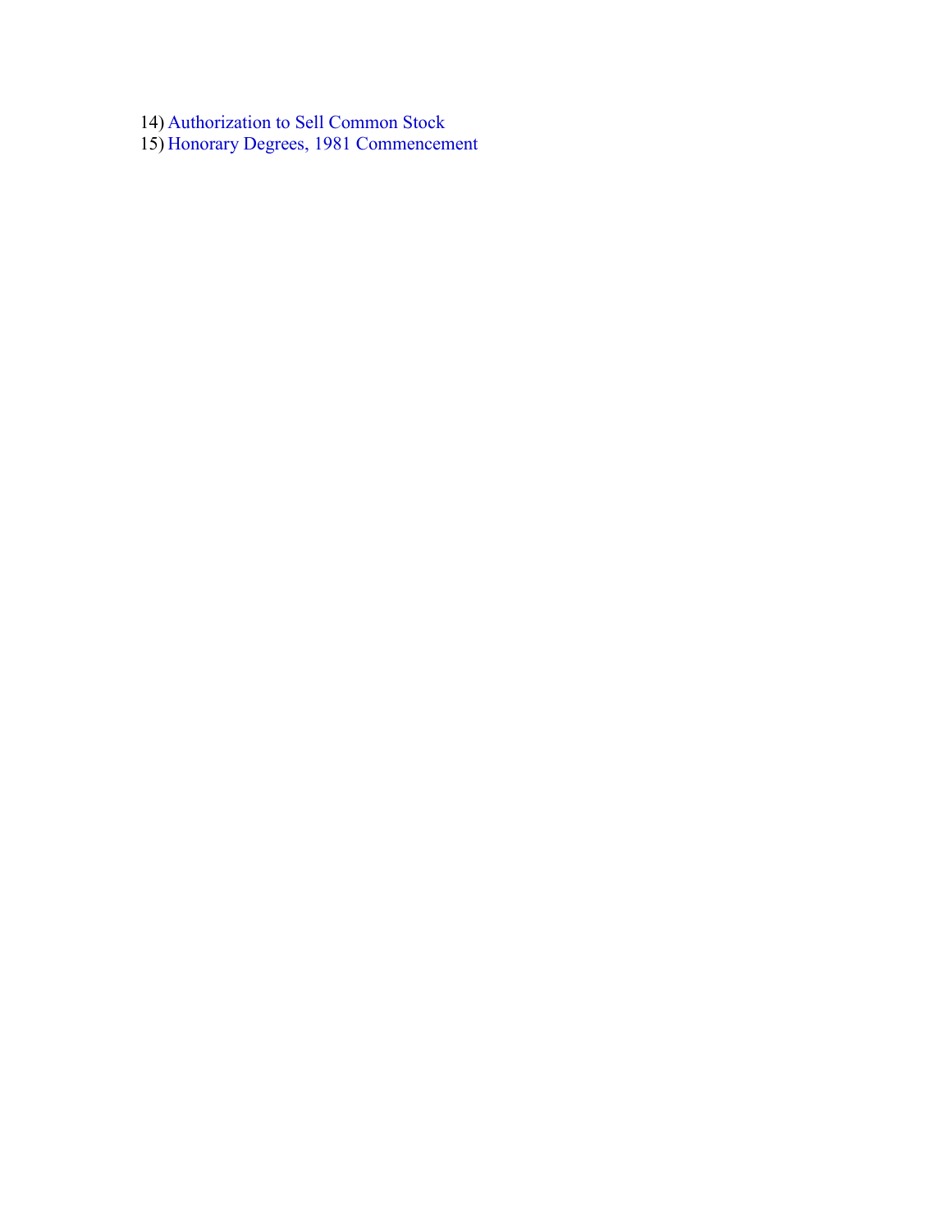14) Authorization to Sell Common Stock
15) Honorary Degrees, 1981 Commencement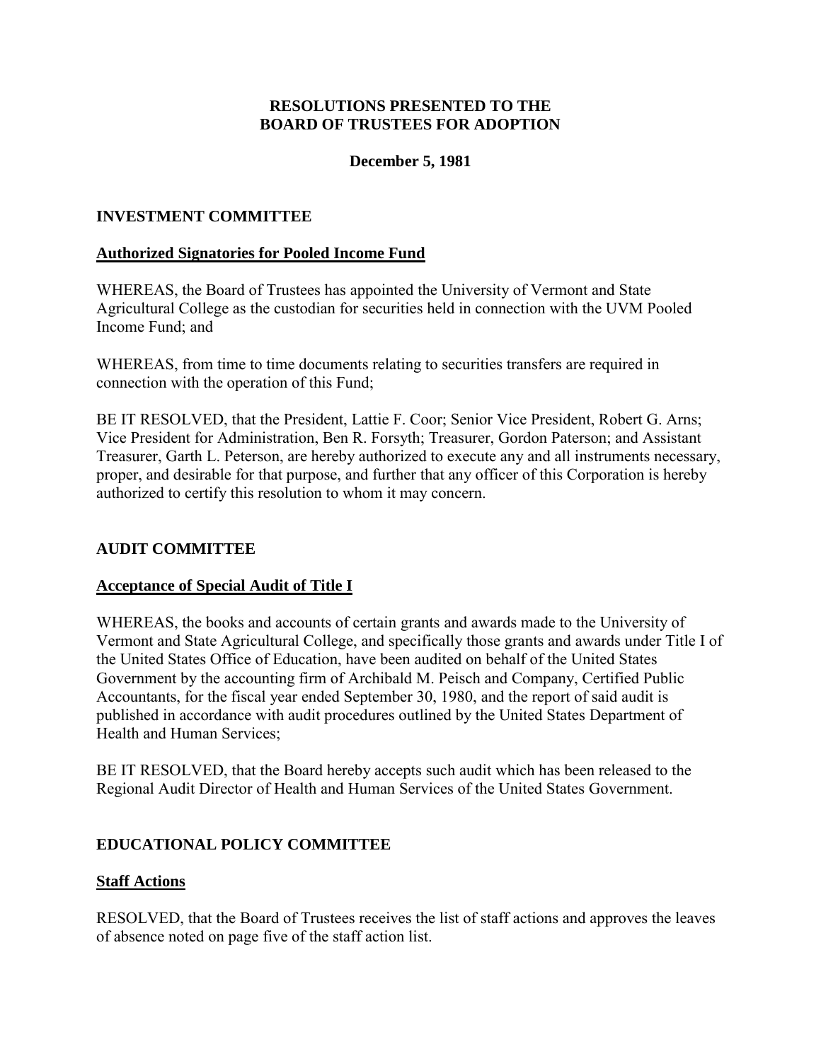# RESOLUTIONS PRESENTED TO THE BOARD OF TRUSTEES FOR ADOPTION

**December 5, 1981**

## INVESTMENT COMMITTEE

### Authorized Signatories for Pooled Income Fund

WHEREAS, the Board of Trustees has appointed the University of Vermont and State Agricultural College as the custodian for securities held in connection with the UVM Pooled Income Fund; and

WHEREAS, from time to time documents relating to securities transfers are required in connection with the operation of this Fund;

BE IT RESOLVED, that the President, Lattie F. Coor; Senior Vice President, Robert G. Arns; Vice President for Administration, Ben R. Forsyth; Treasurer, Gordon Paterson; and Assistant Treasurer, Garth L. Peterson, are hereby authorized to execute any and all instruments necessary, proper, and desirable for that purpose, and further that any officer of this Corporation is hereby authorized to certify this resolution to whom it may concern.

## AUDIT COMMITTEE

### Acceptance of Special Audit of Title I

WHEREAS, the books and accounts of certain grants and awards made to the University of Vermont and State Agricultural College, and specifically those grants and awards under Title I of the United States Office of Education, have been audited on behalf of the United States Government by the accounting firm of Archibald M. Peisch and Company, Certified Public Accountants, for the fiscal year ended September 30, 1980, and the report of said audit is published in accordance with audit procedures outlined by the United States Department of Health and Human Services;

BE IT RESOLVED, that the Board hereby accepts such audit which has been released to the Regional Audit Director of Health and Human Services of the United States Government.

## EDUCATIONAL POLICY COMMITTEE

### Staff Actions

RESOLVED, that the Board of Trustees receives the list of staff actions and approves the leaves of absence noted on page five of the staff action list.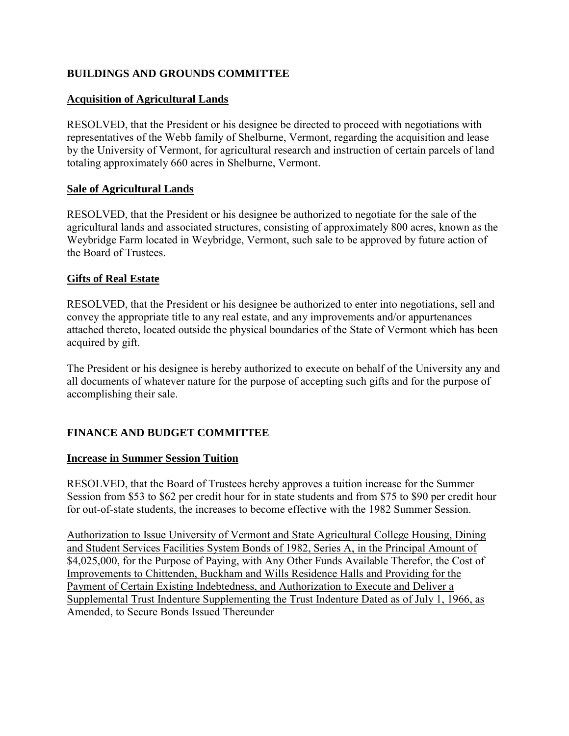## BUILDINGS AND GROUNDS COMMITTEE

### Acquisition of Agricultural Lands

RESOLVED, that the President or his designee be directed to proceed with negotiations with representatives of the Webb family of Shelburne, Vermont, regarding the acquisition and lease by the University of Vermont, for agricultural research and instruction of certain parcels of land totaling approximately 660 acres in Shelburne, Vermont.

### Sale of Agricultural Lands

RESOLVED, that the President or his designee be authorized to negotiate for the sale of the agricultural lands and associated structures, consisting of approximately 800 acres, known as the Weybridge Farm located in Weybridge, Vermont, such sale to be approved by future action of the Board of Trustees.

### Gifts of Real Estate

RESOLVED, that the President or his designee be authorized to enter into negotiations, sell and convey the appropriate title to any real estate, and any improvements and/or appurtenances attached thereto, located outside the physical boundaries of the State of Vermont which has been acquired by gift.

The President or his designee is hereby authorized to execute on behalf of the University any and all documents of whatever nature for the purpose of accepting such gifts and for the purpose of accomplishing their sale.

## FINANCE AND BUDGET COMMITTEE

### Increase in Summer Session Tuition

RESOLVED, that the Board of Trustees hereby approves a tuition increase for the Summer Session from $53 to $62 per credit hour for in state students and from $75 to $90 per credit hour for out-of-state students, the increases to become effective with the 1982 Summer Session.

Authorization to Issue University of Vermont and State Agricultural College Housing, Dining and Student Services Facilities System Bonds of 1982, Series A, in the Principal Amount of $4,025,000, for the Purpose of Paying, with Any Other Funds Available Therefor, the Cost of Improvements to Chittenden, Buckham and Wills Residence Halls and Providing for the Payment of Certain Existing Indebtedness, and Authorization to Execute and Deliver a Supplemental Trust Indenture Supplementing the Trust Indenture Dated as of July 1, 1966, as Amended, to Secure Bonds Issued Thereunder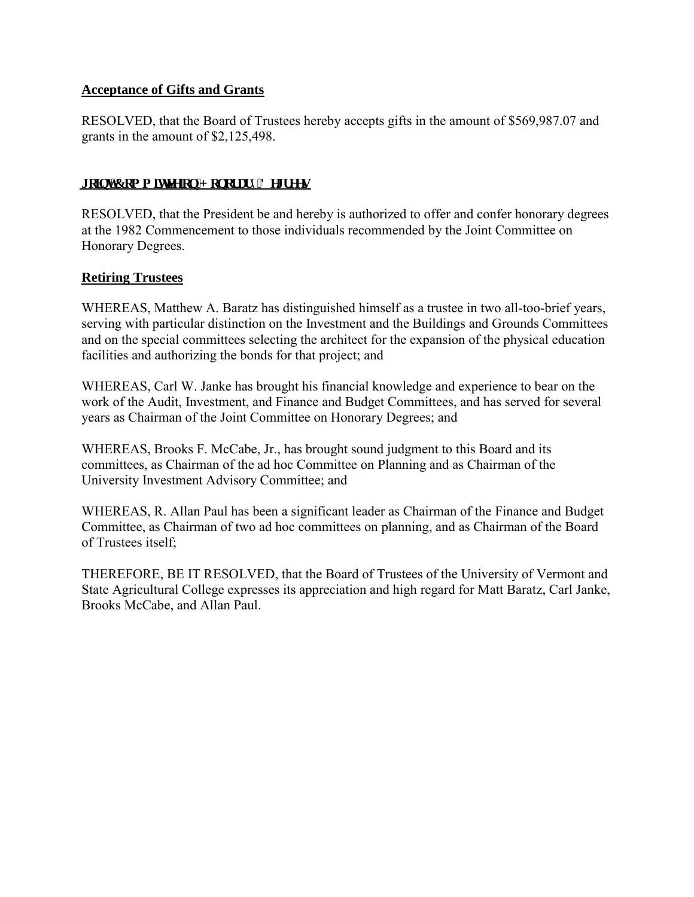**Acceptance of Gifts and Grants**

RESOLVED, that the Board of Trustees hereby accepts gifts in the amount of $569,987.07 and grants in the amount of $2,125,498.

**Joint Committee on Honorary Degrees**

RESOLVED, that the President be and hereby is authorized to offer and confer honorary degrees at the 1982 Commencement to those individuals recommended by the Joint Committee on Honorary Degrees.

**Retiring Trustees**

WHEREAS, Matthew A. Baratz has distinguished himself as a trustee in two all-too-brief years, serving with particular distinction on the Investment and the Buildings and Grounds Committees and on the special committees selecting the architect for the expansion of the physical education facilities and authorizing the bonds for that project; and

WHEREAS, Carl W. Janke has brought his financial knowledge and experience to bear on the work of the Audit, Investment, and Finance and Budget Committees, and has served for several years as Chairman of the Joint Committee on Honorary Degrees; and

WHEREAS, Brooks F. McCabe, Jr., has brought sound judgment to this Board and its committees, as Chairman of the ad hoc Committee on Planning and as Chairman of the University Investment Advisory Committee; and

WHEREAS, R. Allan Paul has been a significant leader as Chairman of the Finance and Budget Committee, as Chairman of two ad hoc committees on planning, and as Chairman of the Board of Trustees itself;

THEREFORE, BE IT RESOLVED, that the Board of Trustees of the University of Vermont and State Agricultural College expresses its appreciation and high regard for Matt Baratz, Carl Janke, Brooks McCabe, and Allan Paul.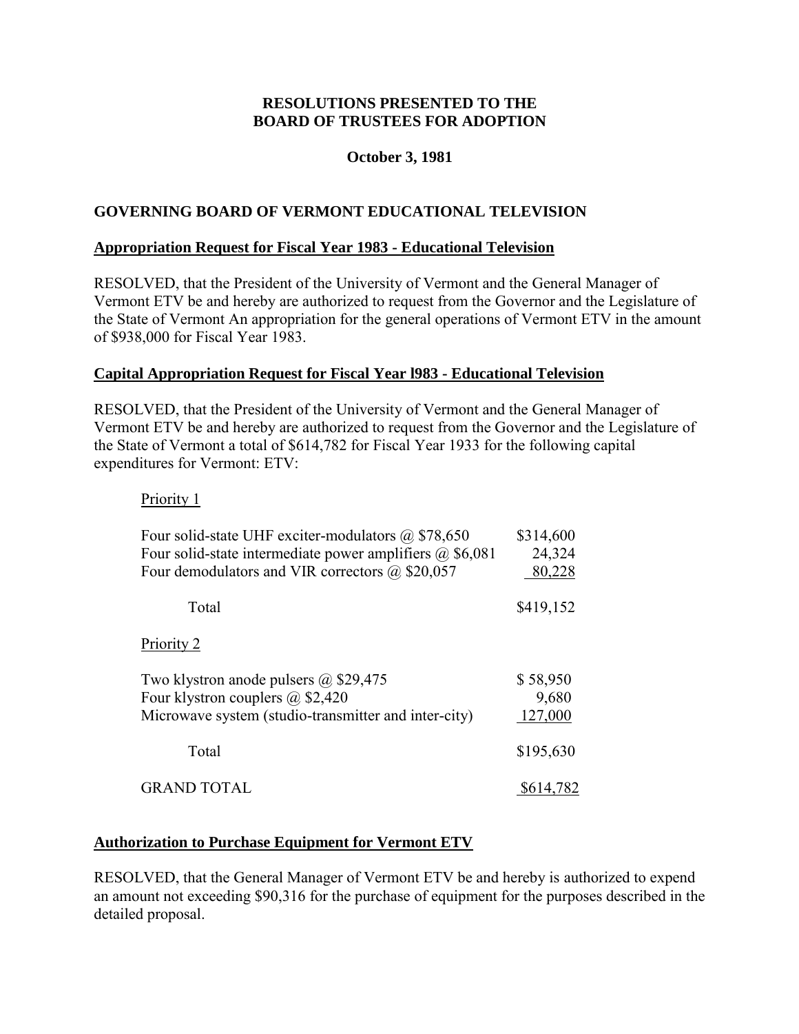**RESOLUTIONS PRESENTED TO THE BOARD OF TRUSTEES FOR ADOPTION**

**October 3, 1981**

## GOVERNING BOARD OF VERMONT EDUCATIONAL TELEVISION

### Appropriation Request for Fiscal Year 1983 - Educational Television

RESOLVED, that the President of the University of Vermont and the General Manager of Vermont ETV be and hereby are authorized to request from the Governor and the Legislature of the State of Vermont An appropriation for the general operations of Vermont ETV in the amount of $938,000 for Fiscal Year 1983.

### Capital Appropriation Request for Fiscal Year l983 - Educational Television

RESOLVED, that the President of the University of Vermont and the General Manager of Vermont ETV be and hereby are authorized to request from the Governor and the Legislature of the State of Vermont a total of $614,782 for Fiscal Year 1933 for the following capital expenditures for Vermont: ETV:

| Item | Amount |
|---|---|
| Priority 1 | |
| Four solid-state UHF exciter-modulators @ $78,650 | $314,600 |
| Four solid-state intermediate power amplifiers @ $6,081 | 24,324 |
| Four demodulators and VIR correctors @ $20,057 | 80,228 |
| Total | $419,152 |
| Priority 2 | |
| Two klystron anode pulsers @ $29,475 | $ 58,950 |
| Four klystron couplers @ $2,420 | 9,680 |
| Microwave system (studio-transmitter and inter-city) | 127,000 |
| Total | $195,630 |
| GRAND TOTAL | $614,782 |

### Authorization to Purchase Equipment for Vermont ETV

RESOLVED, that the General Manager of Vermont ETV be and hereby is authorized to expend an amount not exceeding $90,316 for the purchase of equipment for the purposes described in the detailed proposal.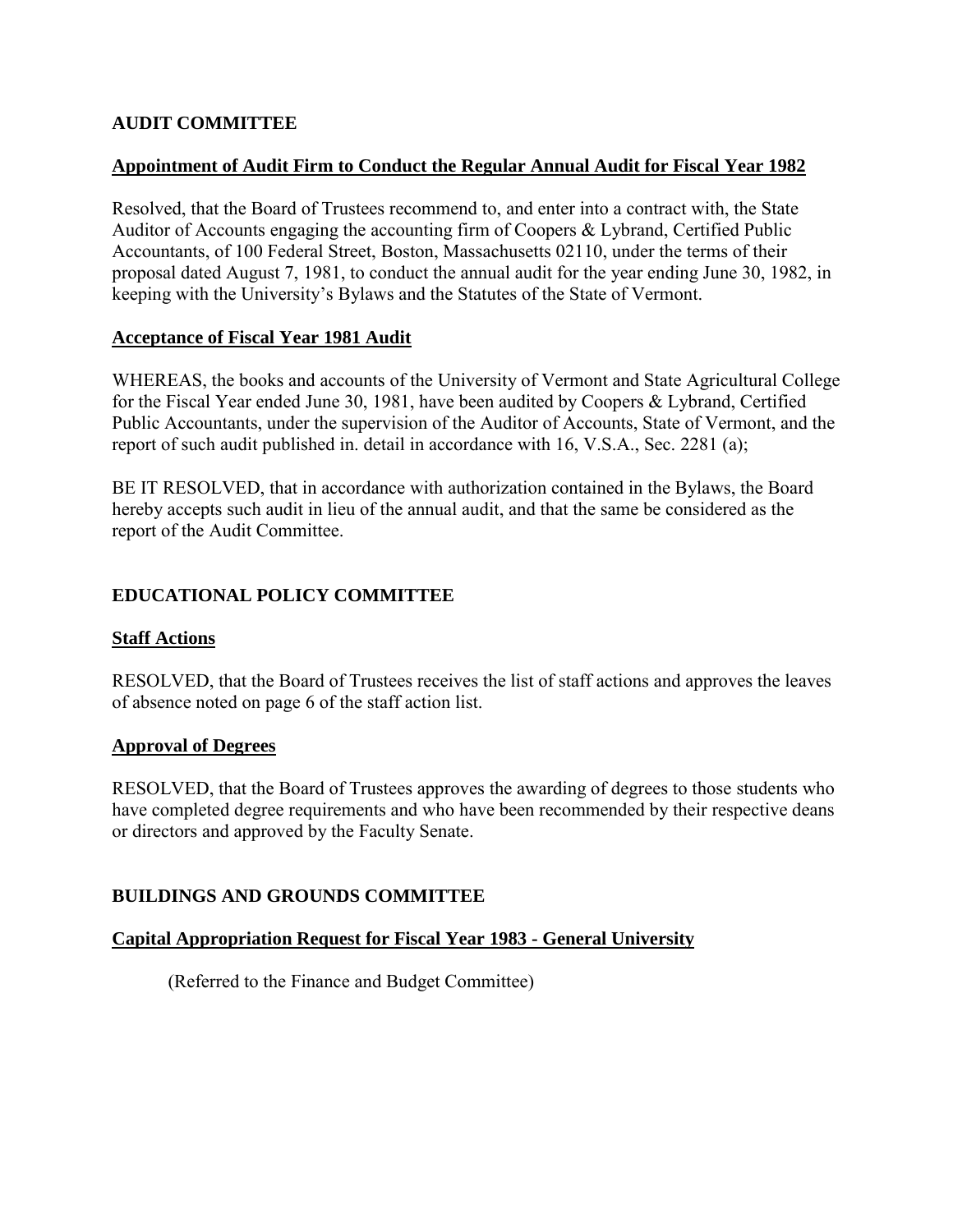## AUDIT COMMITTEE

**Appointment of Audit Firm to Conduct the Regular Annual Audit for Fiscal Year 1982**

Resolved, that the Board of Trustees recommend to, and enter into a contract with, the State Auditor of Accounts engaging the accounting firm of Coopers & Lybrand, Certified Public Accountants, of 100 Federal Street, Boston, Massachusetts 02110, under the terms of their proposal dated August 7, 1981, to conduct the annual audit for the year ending June 30, 1982, in keeping with the University's Bylaws and the Statutes of the State of Vermont.

**Acceptance of Fiscal Year 1981 Audit**

WHEREAS, the books and accounts of the University of Vermont and State Agricultural College for the Fiscal Year ended June 30, 1981, have been audited by Coopers & Lybrand, Certified Public Accountants, under the supervision of the Auditor of Accounts, State of Vermont, and the report of such audit published in. detail in accordance with 16, V.S.A., Sec. 2281 (a);

BE IT RESOLVED, that in accordance with authorization contained in the Bylaws, the Board hereby accepts such audit in lieu of the annual audit, and that the same be considered as the report of the Audit Committee.

## EDUCATIONAL POLICY COMMITTEE

**Staff Actions**

RESOLVED, that the Board of Trustees receives the list of staff actions and approves the leaves of absence noted on page 6 of the staff action list.

**Approval of Degrees**

RESOLVED, that the Board of Trustees approves the awarding of degrees to those students who have completed degree requirements and who have been recommended by their respective deans or directors and approved by the Faculty Senate.

## BUILDINGS AND GROUNDS COMMITTEE

**Capital Appropriation Request for Fiscal Year 1983 - General University**

(Referred to the Finance and Budget Committee)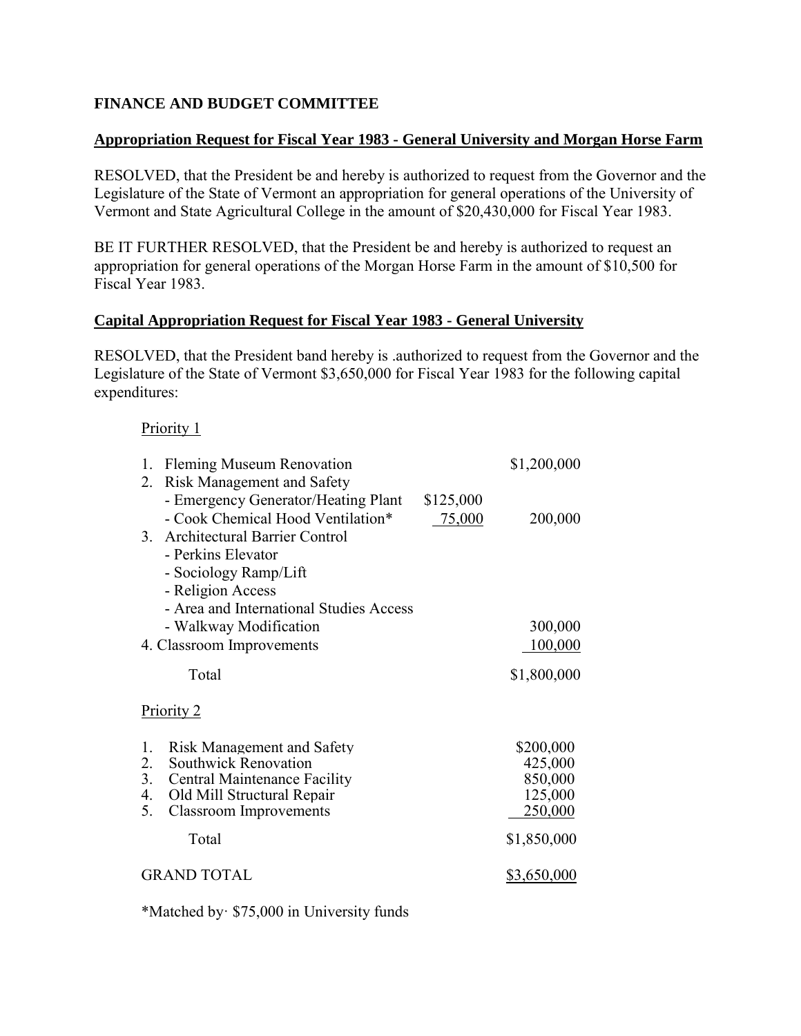**FINANCE AND BUDGET COMMITTEE**

**Appropriation Request for Fiscal Year 1983 - General University and Morgan Horse Farm**

RESOLVED, that the President be and hereby is authorized to request from the Governor and the Legislature of the State of Vermont an appropriation for general operations of the University of Vermont and State Agricultural College in the amount of $20,430,000 for Fiscal Year 1983.

BE IT FURTHER RESOLVED, that the President be and hereby is authorized to request an appropriation for general operations of the Morgan Horse Farm in the amount of $10,500 for Fiscal Year 1983.

**Capital Appropriation Request for Fiscal Year 1983 - General University**

RESOLVED, that the President band hereby is .authorized to request from the Governor and the Legislature of the State of Vermont $3,650,000 for Fiscal Year 1983 for the following capital expenditures:

Priority 1

| | | |
|---|---|---|
| 1. Fleming Museum Renovation | | $1,200,000 |
| 2. Risk Management and Safety | | |
| - Emergency Generator/Heating Plant | $125,000 | |
| - Cook Chemical Hood Ventilation* | 75,000 | 200,000 |
| 3. Architectural Barrier Control | | |
| - Perkins Elevator | | |
| - Sociology Ramp/Lift | | |
| - Religion Access | | |
| - Area and International Studies Access | | |
| - Walkway Modification | | 300,000 |
| 4. Classroom Improvements | | 100,000 |
| Total | | $1,800,000 |

Priority 2

| | |
|---|---|
| 1. Risk Management and Safety | $200,000 |
| 2. Southwick Renovation | 425,000 |
| 3. Central Maintenance Facility | 850,000 |
| 4. Old Mill Structural Repair | 125,000 |
| 5. Classroom Improvements | 250,000 |
| Total | $1,850,000 |
| GRAND TOTAL | $3,650,000 |

*Matched by· $75,000 in University funds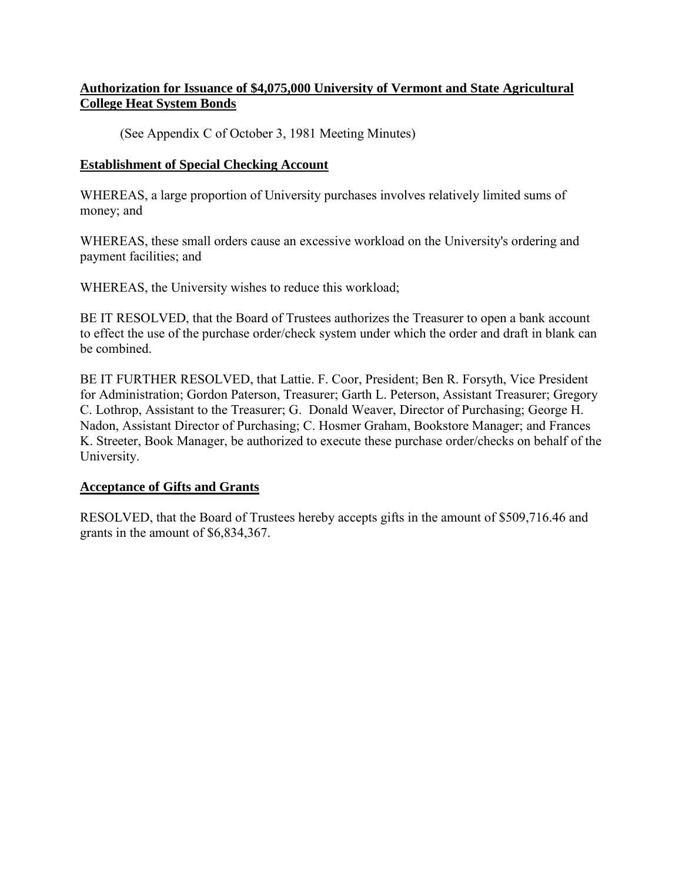**Authorization for Issuance of $4,075,000 University of Vermont and State Agricultural College Heat System Bonds**

(See Appendix C of October 3, 1981 Meeting Minutes)

**Establishment of Special Checking Account**

WHEREAS, a large proportion of University purchases involves relatively limited sums of money; and

WHEREAS, these small orders cause an excessive workload on the University's ordering and payment facilities; and

WHEREAS, the University wishes to reduce this workload;

BE IT RESOLVED, that the Board of Trustees authorizes the Treasurer to open a bank account to effect the use of the purchase order/check system under which the order and draft in blank can be combined.

BE IT FURTHER RESOLVED, that Lattie. F. Coor, President; Ben R. Forsyth, Vice President for Administration; Gordon Paterson, Treasurer; Garth L. Peterson, Assistant Treasurer; Gregory C. Lothrop, Assistant to the Treasurer; G. Donald Weaver, Director of Purchasing; George H. Nadon, Assistant Director of Purchasing; C. Hosmer Graham, Bookstore Manager; and Frances K. Streeter, Book Manager, be authorized to execute these purchase order/checks on behalf of the University.

**Acceptance of Gifts and Grants**

RESOLVED, that the Board of Trustees hereby accepts gifts in the amount of $509,716.46 and grants in the amount of $6,834,367.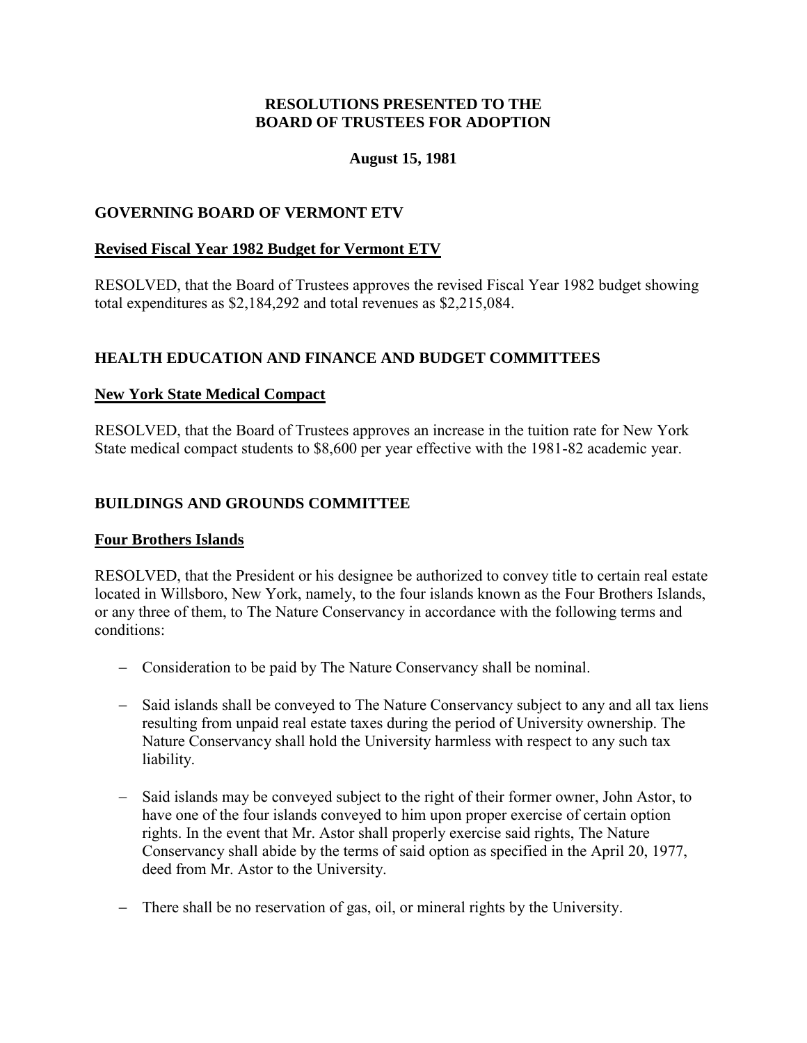**RESOLUTIONS PRESENTED TO THE BOARD OF TRUSTEES FOR ADOPTION**

**August 15, 1981**

## GOVERNING BOARD OF VERMONT ETV

### Revised Fiscal Year 1982 Budget for Vermont ETV

RESOLVED, that the Board of Trustees approves the revised Fiscal Year 1982 budget showing total expenditures as $2,184,292 and total revenues as $2,215,084.

## HEALTH EDUCATION AND FINANCE AND BUDGET COMMITTEES

### New York State Medical Compact

RESOLVED, that the Board of Trustees approves an increase in the tuition rate for New York State medical compact students to $8,600 per year effective with the 1981-82 academic year.

## BUILDINGS AND GROUNDS COMMITTEE

### Four Brothers Islands

RESOLVED, that the President or his designee be authorized to convey title to certain real estate located in Willsboro, New York, namely, to the four islands known as the Four Brothers Islands, or any three of them, to The Nature Conservancy in accordance with the following terms and conditions:

- Consideration to be paid by The Nature Conservancy shall be nominal.
- Said islands shall be conveyed to The Nature Conservancy subject to any and all tax liens resulting from unpaid real estate taxes during the period of University ownership. The Nature Conservancy shall hold the University harmless with respect to any such tax liability.
- Said islands may be conveyed subject to the right of their former owner, John Astor, to have one of the four islands conveyed to him upon proper exercise of certain option rights. In the event that Mr. Astor shall properly exercise said rights, The Nature Conservancy shall abide by the terms of said option as specified in the April 20, 1977, deed from Mr. Astor to the University.
- There shall be no reservation of gas, oil, or mineral rights by the University.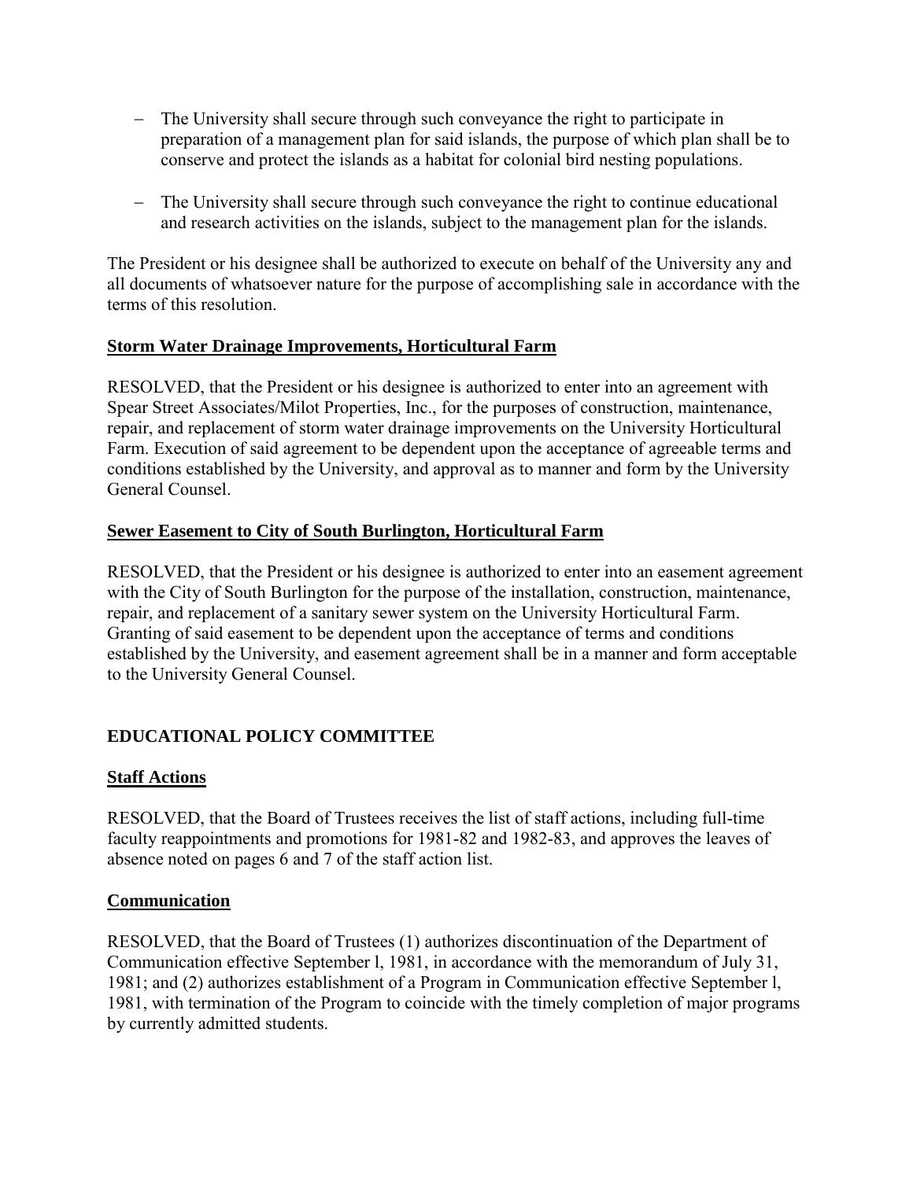- The University shall secure through such conveyance the right to participate in preparation of a management plan for said islands, the purpose of which plan shall be to conserve and protect the islands as a habitat for colonial bird nesting populations.

- The University shall secure through such conveyance the right to continue educational and research activities on the islands, subject to the management plan for the islands.

The President or his designee shall be authorized to execute on behalf of the University any and all documents of whatsoever nature for the purpose of accomplishing sale in accordance with the terms of this resolution.

**Storm Water Drainage Improvements, Horticultural Farm**

RESOLVED, that the President or his designee is authorized to enter into an agreement with Spear Street Associates/Milot Properties, Inc., for the purposes of construction, maintenance, repair, and replacement of storm water drainage improvements on the University Horticultural Farm. Execution of said agreement to be dependent upon the acceptance of agreeable terms and conditions established by the University, and approval as to manner and form by the University General Counsel.

**Sewer Easement to City of South Burlington, Horticultural Farm**

RESOLVED, that the President or his designee is authorized to enter into an easement agreement with the City of South Burlington for the purpose of the installation, construction, maintenance, repair, and replacement of a sanitary sewer system on the University Horticultural Farm. Granting of said easement to be dependent upon the acceptance of terms and conditions established by the University, and easement agreement shall be in a manner and form acceptable to the University General Counsel.

## EDUCATIONAL POLICY COMMITTEE

**Staff Actions**

RESOLVED, that the Board of Trustees receives the list of staff actions, including full-time faculty reappointments and promotions for 1981-82 and 1982-83, and approves the leaves of absence noted on pages 6 and 7 of the staff action list.

**Communication**

RESOLVED, that the Board of Trustees (1) authorizes discontinuation of the Department of Communication effective September l, 1981, in accordance with the memorandum of July 31, 1981; and (2) authorizes establishment of a Program in Communication effective September l, 1981, with termination of the Program to coincide with the timely completion of major programs by currently admitted students.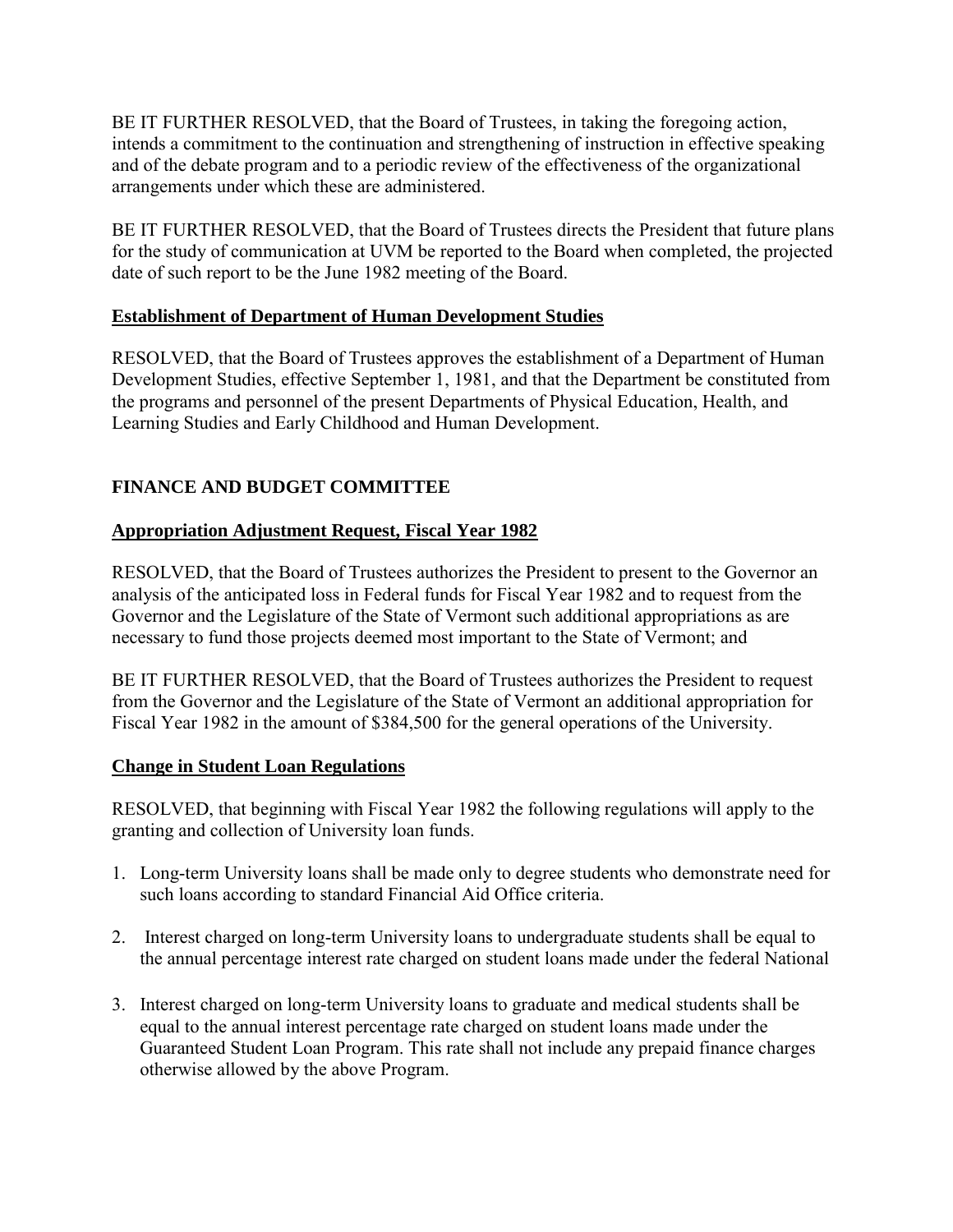BE IT FURTHER RESOLVED, that the Board of Trustees, in taking the foregoing action, intends a commitment to the continuation and strengthening of instruction in effective speaking and of the debate program and to a periodic review of the effectiveness of the organizational arrangements under which these are administered.

BE IT FURTHER RESOLVED, that the Board of Trustees directs the President that future plans for the study of communication at UVM be reported to the Board when completed, the projected date of such report to be the June 1982 meeting of the Board.

**Establishment of Department of Human Development Studies**

RESOLVED, that the Board of Trustees approves the establishment of a Department of Human Development Studies, effective September 1, 1981, and that the Department be constituted from the programs and personnel of the present Departments of Physical Education, Health, and Learning Studies and Early Childhood and Human Development.

## FINANCE AND BUDGET COMMITTEE

**Appropriation Adjustment Request, Fiscal Year 1982**

RESOLVED, that the Board of Trustees authorizes the President to present to the Governor an analysis of the anticipated loss in Federal funds for Fiscal Year 1982 and to request from the Governor and the Legislature of the State of Vermont such additional appropriations as are necessary to fund those projects deemed most important to the State of Vermont; and

BE IT FURTHER RESOLVED, that the Board of Trustees authorizes the President to request from the Governor and the Legislature of the State of Vermont an additional appropriation for Fiscal Year 1982 in the amount of $384,500 for the general operations of the University.

**Change in Student Loan Regulations**

RESOLVED, that beginning with Fiscal Year 1982 the following regulations will apply to the granting and collection of University loan funds.

1. Long-term University loans shall be made only to degree students who demonstrate need for such loans according to standard Financial Aid Office criteria.
2. Interest charged on long-term University loans to undergraduate students shall be equal to the annual percentage interest rate charged on student loans made under the federal National
3. Interest charged on long-term University loans to graduate and medical students shall be equal to the annual interest percentage rate charged on student loans made under the Guaranteed Student Loan Program. This rate shall not include any prepaid finance charges otherwise allowed by the above Program.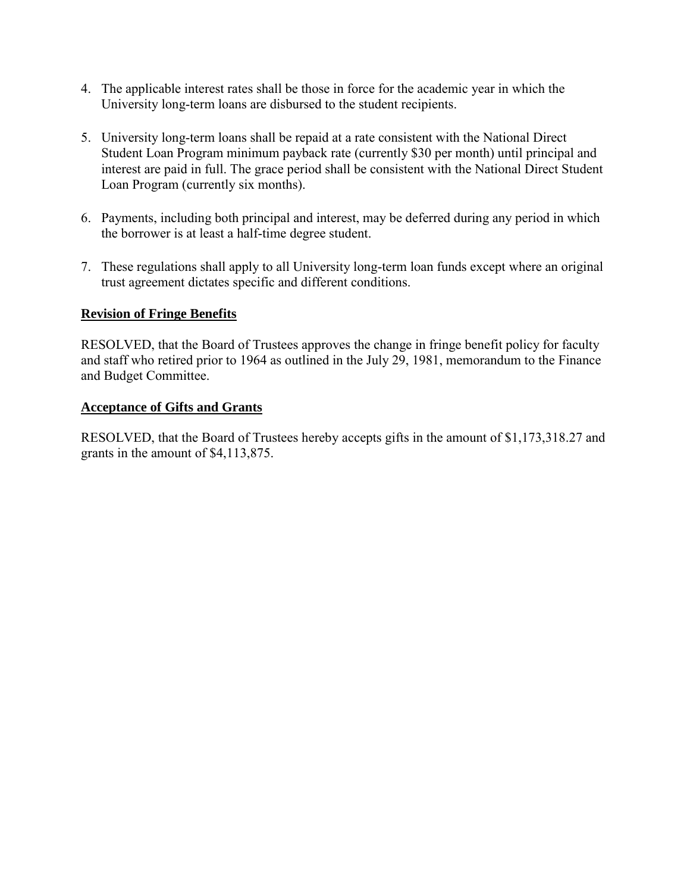4. The applicable interest rates shall be those in force for the academic year in which the University long-term loans are disbursed to the student recipients.

5. University long-term loans shall be repaid at a rate consistent with the National Direct Student Loan Program minimum payback rate (currently $30 per month) until principal and interest are paid in full. The grace period shall be consistent with the National Direct Student Loan Program (currently six months).

6. Payments, including both principal and interest, may be deferred during any period in which the borrower is at least a half-time degree student.

7. These regulations shall apply to all University long-term loan funds except where an original trust agreement dictates specific and different conditions.

**Revision of Fringe Benefits**

RESOLVED, that the Board of Trustees approves the change in fringe benefit policy for faculty and staff who retired prior to 1964 as outlined in the July 29, 1981, memorandum to the Finance and Budget Committee.

**Acceptance of Gifts and Grants**

RESOLVED, that the Board of Trustees hereby accepts gifts in the amount of $1,173,318.27 and grants in the amount of $4,113,875.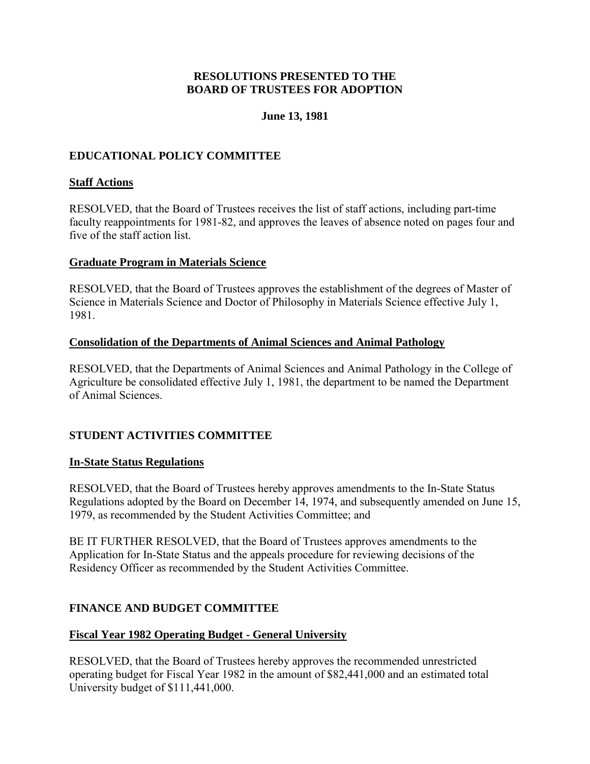# RESOLUTIONS PRESENTED TO THE BOARD OF TRUSTEES FOR ADOPTION

**June 13, 1981**

## EDUCATIONAL POLICY COMMITTEE

### Staff Actions

RESOLVED, that the Board of Trustees receives the list of staff actions, including part-time faculty reappointments for 1981-82, and approves the leaves of absence noted on pages four and five of the staff action list.

### Graduate Program in Materials Science

RESOLVED, that the Board of Trustees approves the establishment of the degrees of Master of Science in Materials Science and Doctor of Philosophy in Materials Science effective July 1, 1981.

### Consolidation of the Departments of Animal Sciences and Animal Pathology

RESOLVED, that the Departments of Animal Sciences and Animal Pathology in the College of Agriculture be consolidated effective July 1, 1981, the department to be named the Department of Animal Sciences.

## STUDENT ACTIVITIES COMMITTEE

### In-State Status Regulations

RESOLVED, that the Board of Trustees hereby approves amendments to the In-State Status Regulations adopted by the Board on December 14, 1974, and subsequently amended on June 15, 1979, as recommended by the Student Activities Committee; and

BE IT FURTHER RESOLVED, that the Board of Trustees approves amendments to the Application for In-State Status and the appeals procedure for reviewing decisions of the Residency Officer as recommended by the Student Activities Committee.

## FINANCE AND BUDGET COMMITTEE

### Fiscal Year 1982 Operating Budget - General University

RESOLVED, that the Board of Trustees hereby approves the recommended unrestricted operating budget for Fiscal Year 1982 in the amount of $82,441,000 and an estimated total University budget of $111,441,000.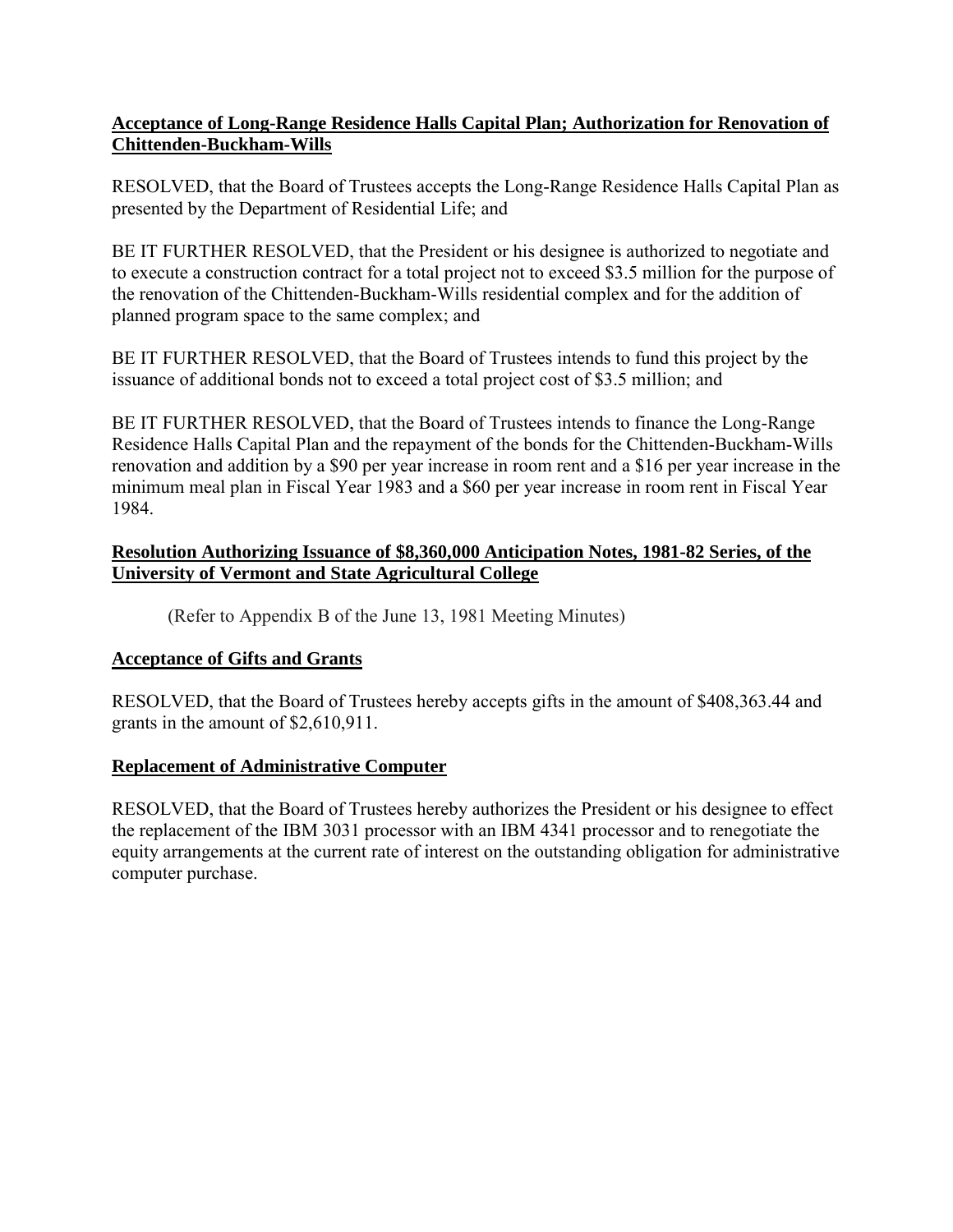**Acceptance of Long-Range Residence Halls Capital Plan; Authorization for Renovation of Chittenden-Buckham-Wills**

RESOLVED, that the Board of Trustees accepts the Long-Range Residence Halls Capital Plan as presented by the Department of Residential Life; and

BE IT FURTHER RESOLVED, that the President or his designee is authorized to negotiate and to execute a construction contract for a total project not to exceed $3.5 million for the purpose of the renovation of the Chittenden-Buckham-Wills residential complex and for the addition of planned program space to the same complex; and

BE IT FURTHER RESOLVED, that the Board of Trustees intends to fund this project by the issuance of additional bonds not to exceed a total project cost of $3.5 million; and

BE IT FURTHER RESOLVED, that the Board of Trustees intends to finance the Long-Range Residence Halls Capital Plan and the repayment of the bonds for the Chittenden-Buckham-Wills renovation and addition by a $90 per year increase in room rent and a $16 per year increase in the minimum meal plan in Fiscal Year 1983 and a $60 per year increase in room rent in Fiscal Year 1984.

**Resolution Authorizing Issuance of $8,360,000 Anticipation Notes, 1981-82 Series, of the University of Vermont and State Agricultural College**

(Refer to Appendix B of the June 13, 1981 Meeting Minutes)

**Acceptance of Gifts and Grants**

RESOLVED, that the Board of Trustees hereby accepts gifts in the amount of $408,363.44 and grants in the amount of $2,610,911.

**Replacement of Administrative Computer**

RESOLVED, that the Board of Trustees hereby authorizes the President or his designee to effect the replacement of the IBM 3031 processor with an IBM 4341 processor and to renegotiate the equity arrangements at the current rate of interest on the outstanding obligation for administrative computer purchase.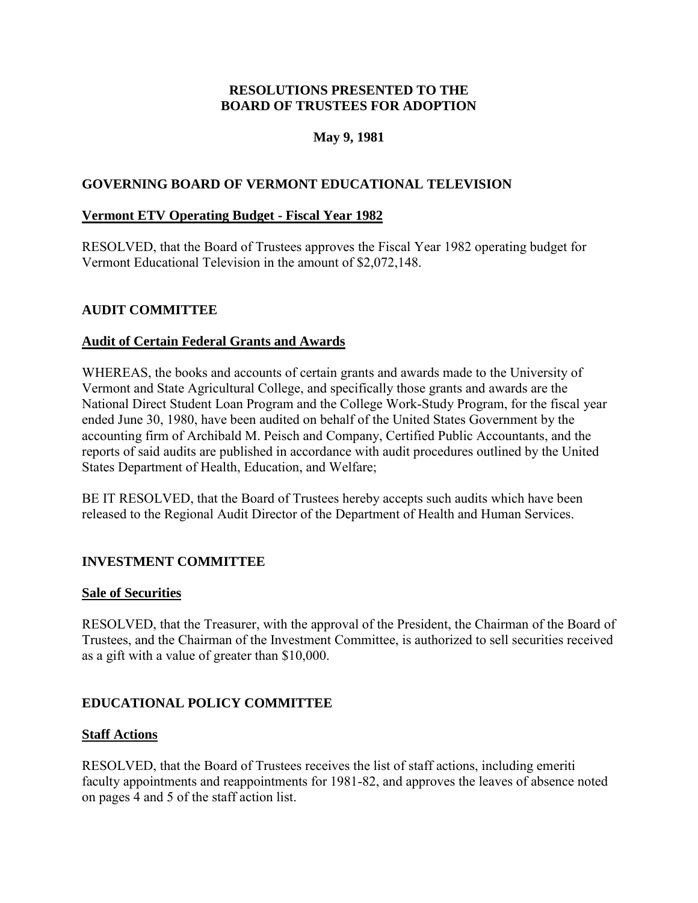**RESOLUTIONS PRESENTED TO THE BOARD OF TRUSTEES FOR ADOPTION**

**May 9, 1981**

## GOVERNING BOARD OF VERMONT EDUCATIONAL TELEVISION

### Vermont ETV Operating Budget - Fiscal Year 1982

RESOLVED, that the Board of Trustees approves the Fiscal Year 1982 operating budget for Vermont Educational Television in the amount of $2,072,148.

## AUDIT COMMITTEE

### Audit of Certain Federal Grants and Awards

WHEREAS, the books and accounts of certain grants and awards made to the University of Vermont and State Agricultural College, and specifically those grants and awards are the National Direct Student Loan Program and the College Work-Study Program, for the fiscal year ended June 30, 1980, have been audited on behalf of the United States Government by the accounting firm of Archibald M. Peisch and Company, Certified Public Accountants, and the reports of said audits are published in accordance with audit procedures outlined by the United States Department of Health, Education, and Welfare;

BE IT RESOLVED, that the Board of Trustees hereby accepts such audits which have been released to the Regional Audit Director of the Department of Health and Human Services.

## INVESTMENT COMMITTEE

### Sale of Securities

RESOLVED, that the Treasurer, with the approval of the President, the Chairman of the Board of Trustees, and the Chairman of the Investment Committee, is authorized to sell securities received as a gift with a value of greater than $10,000.

## EDUCATIONAL POLICY COMMITTEE

### Staff Actions

RESOLVED, that the Board of Trustees receives the list of staff actions, including emeriti faculty appointments and reappointments for 1981-82, and approves the leaves of absence noted on pages 4 and 5 of the staff action list.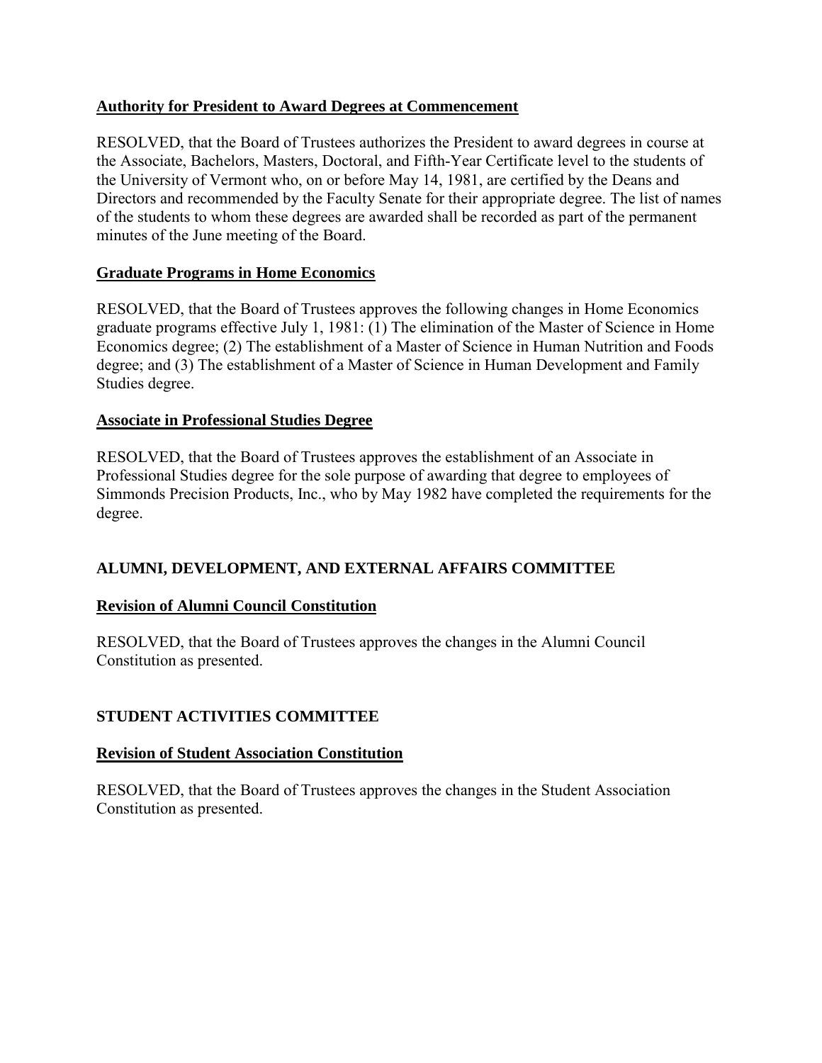**Authority for President to Award Degrees at Commencement**

RESOLVED, that the Board of Trustees authorizes the President to award degrees in course at the Associate, Bachelors, Masters, Doctoral, and Fifth-Year Certificate level to the students of the University of Vermont who, on or before May 14, 1981, are certified by the Deans and Directors and recommended by the Faculty Senate for their appropriate degree. The list of names of the students to whom these degrees are awarded shall be recorded as part of the permanent minutes of the June meeting of the Board.

**Graduate Programs in Home Economics**

RESOLVED, that the Board of Trustees approves the following changes in Home Economics graduate programs effective July 1, 1981: (1) The elimination of the Master of Science in Home Economics degree; (2) The establishment of a Master of Science in Human Nutrition and Foods degree; and (3) The establishment of a Master of Science in Human Development and Family Studies degree.

**Associate in Professional Studies Degree**

RESOLVED, that the Board of Trustees approves the establishment of an Associate in Professional Studies degree for the sole purpose of awarding that degree to employees of Simmonds Precision Products, Inc., who by May 1982 have completed the requirements for the degree.

## ALUMNI, DEVELOPMENT, AND EXTERNAL AFFAIRS COMMITTEE

**Revision of Alumni Council Constitution**

RESOLVED, that the Board of Trustees approves the changes in the Alumni Council Constitution as presented.

## STUDENT ACTIVITIES COMMITTEE

**Revision of Student Association Constitution**

RESOLVED, that the Board of Trustees approves the changes in the Student Association Constitution as presented.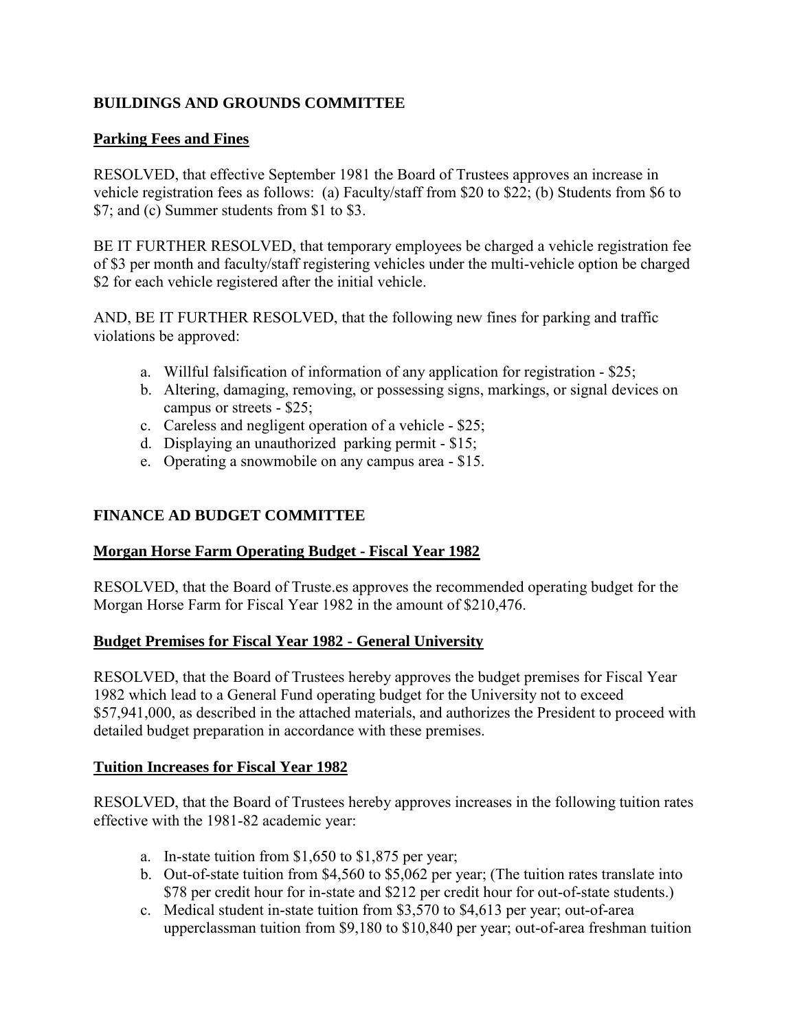## BUILDINGS AND GROUNDS COMMITTEE

### Parking Fees and Fines

RESOLVED, that effective September 1981 the Board of Trustees approves an increase in vehicle registration fees as follows: (a) Faculty/staff from $20 to $22; (b) Students from $6 to $7; and (c) Summer students from $1 to $3.

BE IT FURTHER RESOLVED, that temporary employees be charged a vehicle registration fee of $3 per month and faculty/staff registering vehicles under the multi-vehicle option be charged $2 for each vehicle registered after the initial vehicle.

AND, BE IT FURTHER RESOLVED, that the following new fines for parking and traffic violations be approved:

a. Willful falsification of information of any application for registration - $25;
b. Altering, damaging, removing, or possessing signs, markings, or signal devices on campus or streets - $25;
c. Careless and negligent operation of a vehicle - $25;
d. Displaying an unauthorized parking permit - $15;
e. Operating a snowmobile on any campus area - $15.

## FINANCE AD BUDGET COMMITTEE

### Morgan Horse Farm Operating Budget - Fiscal Year 1982

RESOLVED, that the Board of Truste.es approves the recommended operating budget for the Morgan Horse Farm for Fiscal Year 1982 in the amount of $210,476.

### Budget Premises for Fiscal Year 1982 - General University

RESOLVED, that the Board of Trustees hereby approves the budget premises for Fiscal Year 1982 which lead to a General Fund operating budget for the University not to exceed $57,941,000, as described in the attached materials, and authorizes the President to proceed with detailed budget preparation in accordance with these premises.

### Tuition Increases for Fiscal Year 1982

RESOLVED, that the Board of Trustees hereby approves increases in the following tuition rates effective with the 1981-82 academic year:

a. In-state tuition from $1,650 to $1,875 per year;
b. Out-of-state tuition from $4,560 to $5,062 per year; (The tuition rates translate into $78 per credit hour for in-state and $212 per credit hour for out-of-state students.)
c. Medical student in-state tuition from $3,570 to $4,613 per year; out-of-area upperclassman tuition from $9,180 to $10,840 per year; out-of-area freshman tuition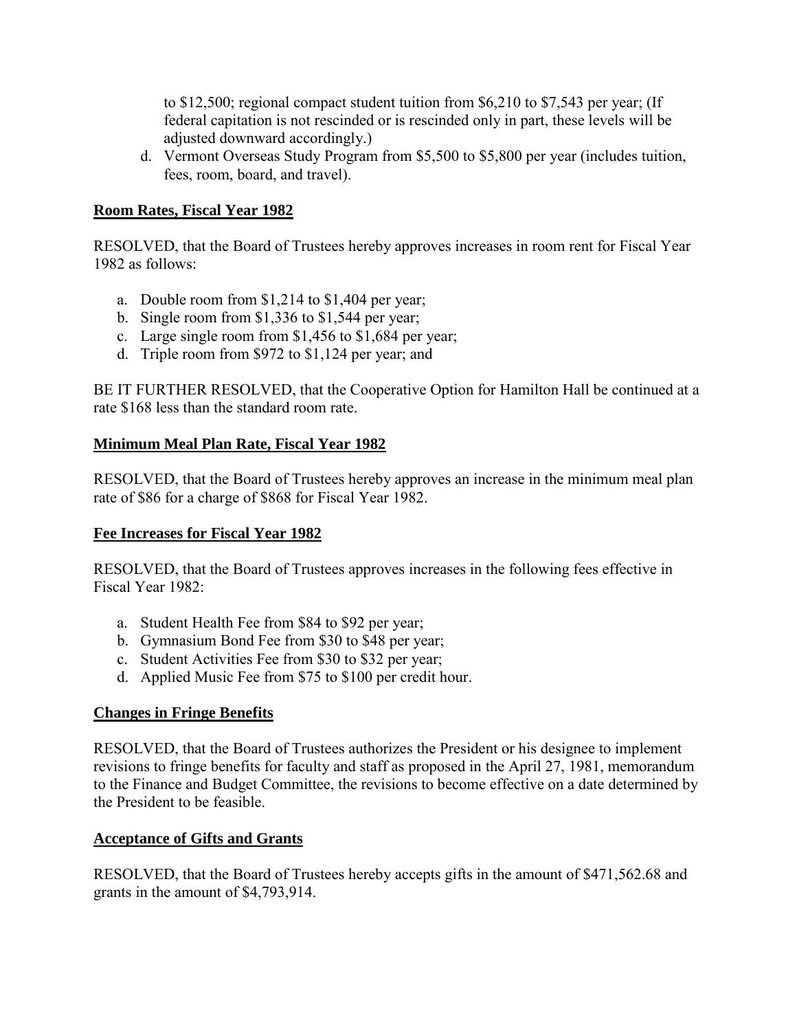to $12,500; regional compact student tuition from $6,210 to $7,543 per year; (If federal capitation is not rescinded or is rescinded only in part, these levels will be adjusted downward accordingly.)

d. Vermont Overseas Study Program from $5,500 to $5,800 per year (includes tuition, fees, room, board, and travel).

**Room Rates, Fiscal Year 1982**

RESOLVED, that the Board of Trustees hereby approves increases in room rent for Fiscal Year 1982 as follows:

a. Double room from $1,214 to $1,404 per year;
b. Single room from $1,336 to $1,544 per year;
c. Large single room from $1,456 to $1,684 per year;
d. Triple room from $972 to $1,124 per year; and

BE IT FURTHER RESOLVED, that the Cooperative Option for Hamilton Hall be continued at a rate $168 less than the standard room rate.

**Minimum Meal Plan Rate, Fiscal Year 1982**

RESOLVED, that the Board of Trustees hereby approves an increase in the minimum meal plan rate of $86 for a charge of $868 for Fiscal Year 1982.

**Fee Increases for Fiscal Year 1982**

RESOLVED, that the Board of Trustees approves increases in the following fees effective in Fiscal Year 1982:

a. Student Health Fee from $84 to $92 per year;
b. Gymnasium Bond Fee from $30 to $48 per year;
c. Student Activities Fee from $30 to $32 per year;
d. Applied Music Fee from $75 to $100 per credit hour.

**Changes in Fringe Benefits**

RESOLVED, that the Board of Trustees authorizes the President or his designee to implement revisions to fringe benefits for faculty and staff as proposed in the April 27, 1981, memorandum to the Finance and Budget Committee, the revisions to become effective on a date determined by the President to be feasible.

**Acceptance of Gifts and Grants**

RESOLVED, that the Board of Trustees hereby accepts gifts in the amount of $471,562.68 and grants in the amount of $4,793,914.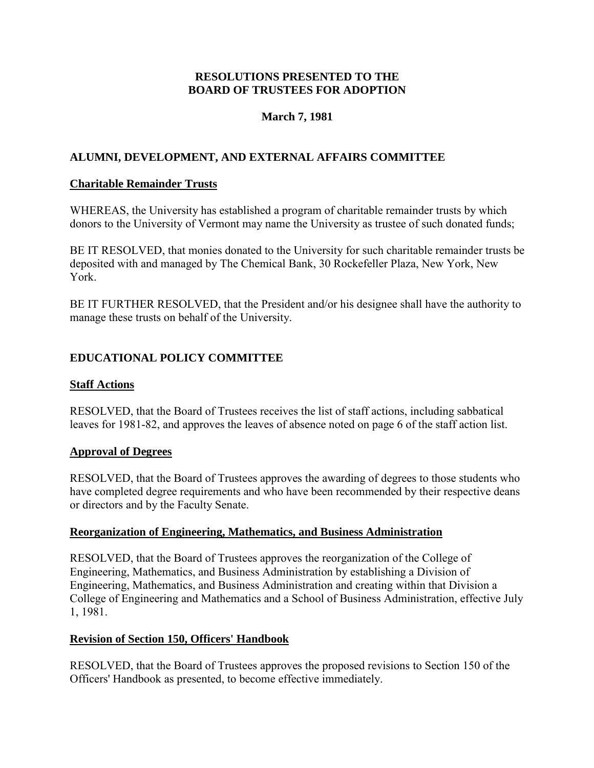**RESOLUTIONS PRESENTED TO THE**
**BOARD OF TRUSTEES FOR ADOPTION**

**March 7, 1981**

## ALUMNI, DEVELOPMENT, AND EXTERNAL AFFAIRS COMMITTEE

### Charitable Remainder Trusts

WHEREAS, the University has established a program of charitable remainder trusts by which donors to the University of Vermont may name the University as trustee of such donated funds;

BE IT RESOLVED, that monies donated to the University for such charitable remainder trusts be deposited with and managed by The Chemical Bank, 30 Rockefeller Plaza, New York, New York.

BE IT FURTHER RESOLVED, that the President and/or his designee shall have the authority to manage these trusts on behalf of the University.

## EDUCATIONAL POLICY COMMITTEE

### Staff Actions

RESOLVED, that the Board of Trustees receives the list of staff actions, including sabbatical leaves for 1981-82, and approves the leaves of absence noted on page 6 of the staff action list.

### Approval of Degrees

RESOLVED, that the Board of Trustees approves the awarding of degrees to those students who have completed degree requirements and who have been recommended by their respective deans or directors and by the Faculty Senate.

### Reorganization of Engineering, Mathematics, and Business Administration

RESOLVED, that the Board of Trustees approves the reorganization of the College of Engineering, Mathematics, and Business Administration by establishing a Division of Engineering, Mathematics, and Business Administration and creating within that Division a College of Engineering and Mathematics and a School of Business Administration, effective July 1, 1981.

### Revision of Section 150, Officers' Handbook

RESOLVED, that the Board of Trustees approves the proposed revisions to Section 150 of the Officers' Handbook as presented, to become effective immediately.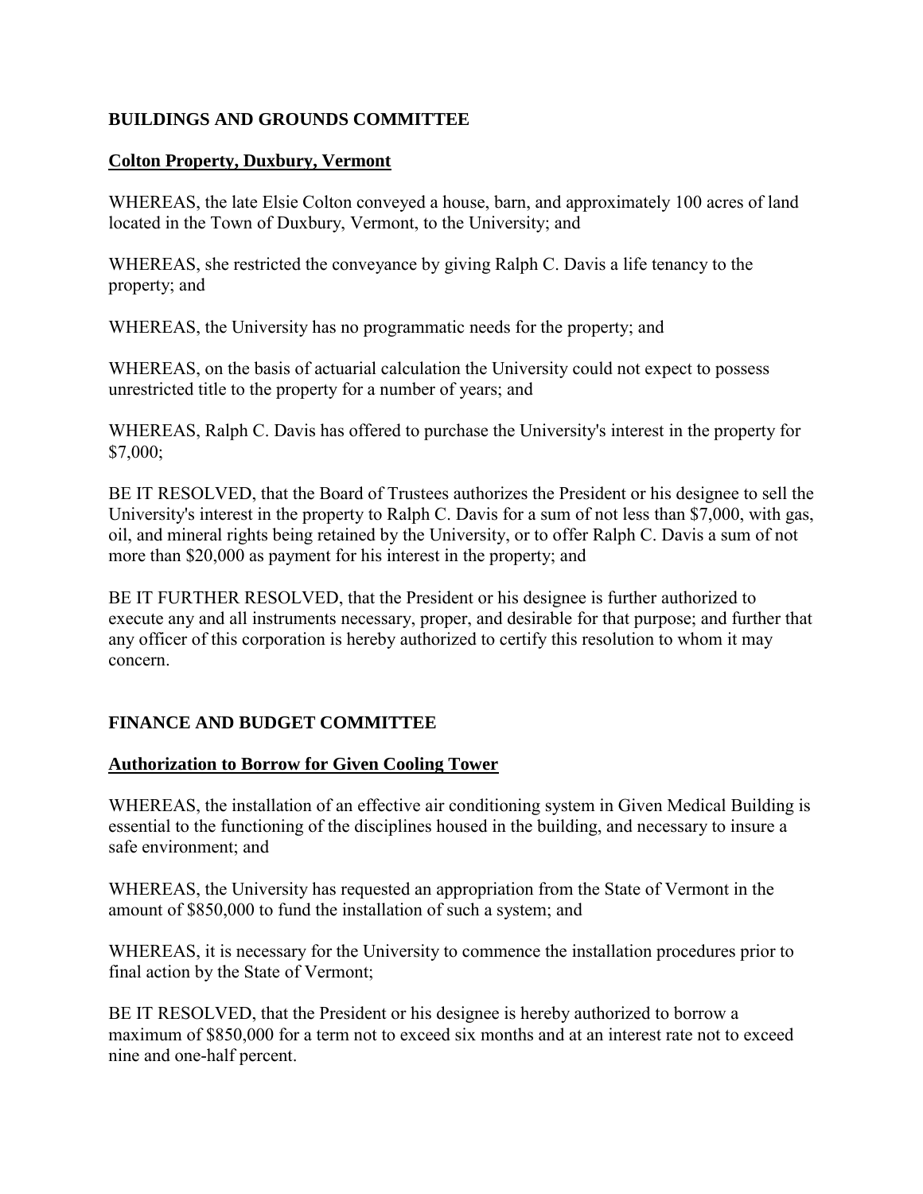## BUILDINGS AND GROUNDS COMMITTEE

### Colton Property, Duxbury, Vermont

WHEREAS, the late Elsie Colton conveyed a house, barn, and approximately 100 acres of land located in the Town of Duxbury, Vermont, to the University; and

WHEREAS, she restricted the conveyance by giving Ralph C. Davis a life tenancy to the property; and

WHEREAS, the University has no programmatic needs for the property; and

WHEREAS, on the basis of actuarial calculation the University could not expect to possess unrestricted title to the property for a number of years; and

WHEREAS, Ralph C. Davis has offered to purchase the University's interest in the property for $7,000;

BE IT RESOLVED, that the Board of Trustees authorizes the President or his designee to sell the University's interest in the property to Ralph C. Davis for a sum of not less than $7,000, with gas, oil, and mineral rights being retained by the University, or to offer Ralph C. Davis a sum of not more than $20,000 as payment for his interest in the property; and

BE IT FURTHER RESOLVED, that the President or his designee is further authorized to execute any and all instruments necessary, proper, and desirable for that purpose; and further that any officer of this corporation is hereby authorized to certify this resolution to whom it may concern.

## FINANCE AND BUDGET COMMITTEE

### Authorization to Borrow for Given Cooling Tower

WHEREAS, the installation of an effective air conditioning system in Given Medical Building is essential to the functioning of the disciplines housed in the building, and necessary to insure a safe environment; and

WHEREAS, the University has requested an appropriation from the State of Vermont in the amount of $850,000 to fund the installation of such a system; and

WHEREAS, it is necessary for the University to commence the installation procedures prior to final action by the State of Vermont;

BE IT RESOLVED, that the President or his designee is hereby authorized to borrow a maximum of $850,000 for a term not to exceed six months and at an interest rate not to exceed nine and one-half percent.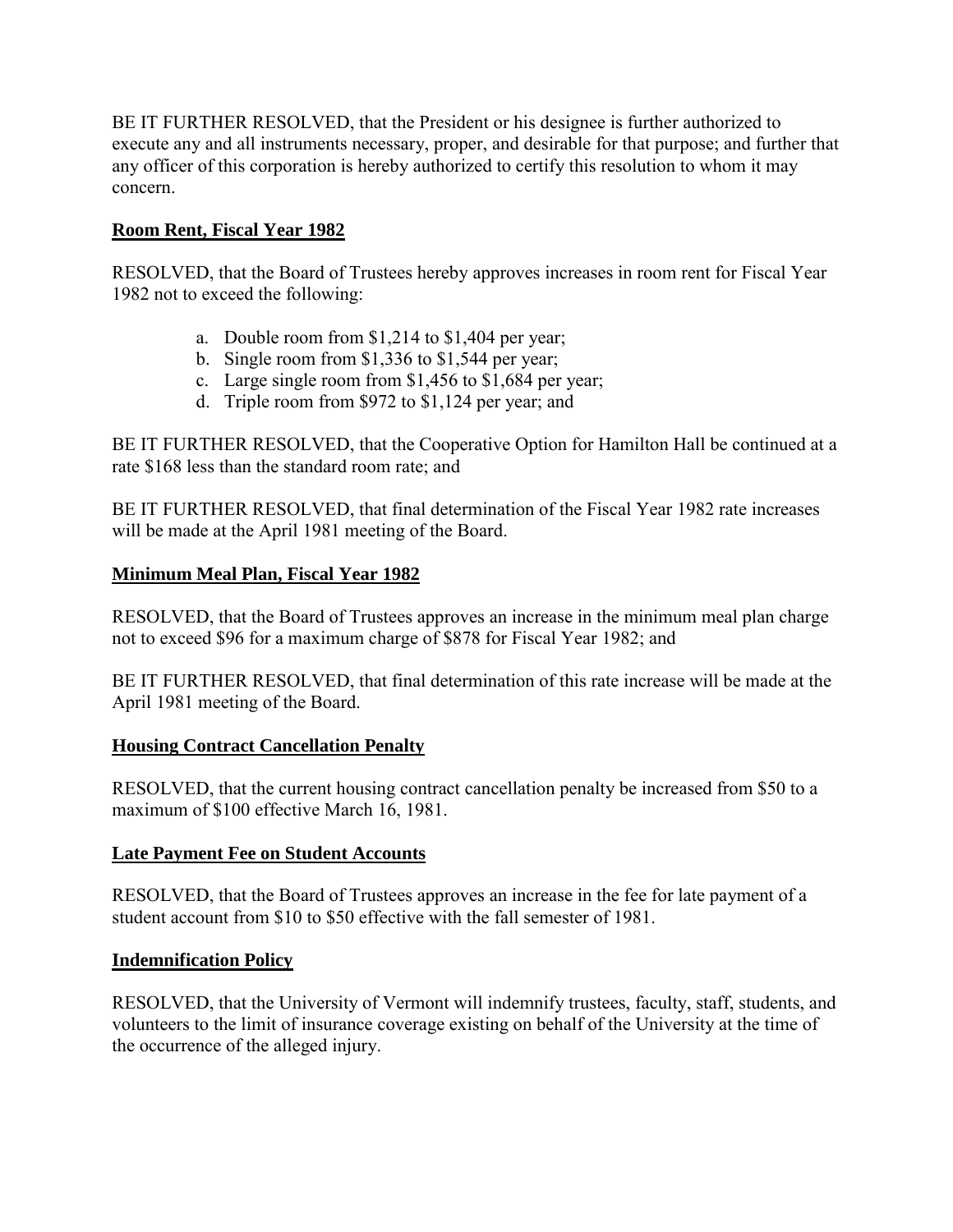BE IT FURTHER RESOLVED, that the President or his designee is further authorized to execute any and all instruments necessary, proper, and desirable for that purpose; and further that any officer of this corporation is hereby authorized to certify this resolution to whom it may concern.

**Room Rent, Fiscal Year 1982**

RESOLVED, that the Board of Trustees hereby approves increases in room rent for Fiscal Year 1982 not to exceed the following:

a. Double room from $1,214 to $1,404 per year;
b. Single room from $1,336 to $1,544 per year;
c. Large single room from $1,456 to $1,684 per year;
d. Triple room from $972 to $1,124 per year; and

BE IT FURTHER RESOLVED, that the Cooperative Option for Hamilton Hall be continued at a rate $168 less than the standard room rate; and

BE IT FURTHER RESOLVED, that final determination of the Fiscal Year 1982 rate increases will be made at the April 1981 meeting of the Board.

**Minimum Meal Plan, Fiscal Year 1982**

RESOLVED, that the Board of Trustees approves an increase in the minimum meal plan charge not to exceed $96 for a maximum charge of $878 for Fiscal Year 1982; and

BE IT FURTHER RESOLVED, that final determination of this rate increase will be made at the April 1981 meeting of the Board.

**Housing Contract Cancellation Penalty**

RESOLVED, that the current housing contract cancellation penalty be increased from $50 to a maximum of $100 effective March 16, 1981.

**Late Payment Fee on Student Accounts**

RESOLVED, that the Board of Trustees approves an increase in the fee for late payment of a student account from $10 to $50 effective with the fall semester of 1981.

**Indemnification Policy**

RESOLVED, that the University of Vermont will indemnify trustees, faculty, staff, students, and volunteers to the limit of insurance coverage existing on behalf of the University at the time of the occurrence of the alleged injury.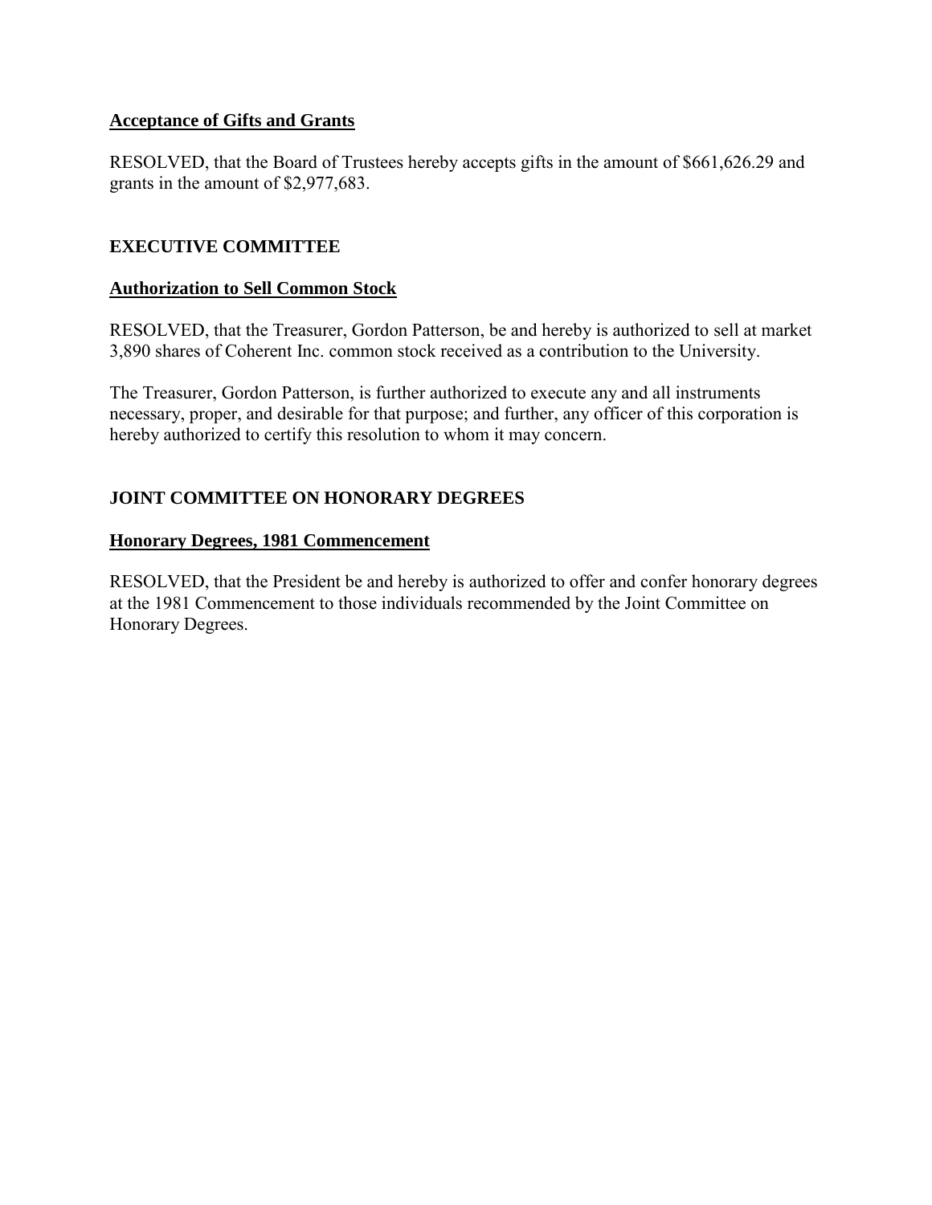**Acceptance of Gifts and Grants**

RESOLVED, that the Board of Trustees hereby accepts gifts in the amount of $661,626.29 and grants in the amount of $2,977,683.

## EXECUTIVE COMMITTEE

**Authorization to Sell Common Stock**

RESOLVED, that the Treasurer, Gordon Patterson, be and hereby is authorized to sell at market 3,890 shares of Coherent Inc. common stock received as a contribution to the University.

The Treasurer, Gordon Patterson, is further authorized to execute any and all instruments necessary, proper, and desirable for that purpose; and further, any officer of this corporation is hereby authorized to certify this resolution to whom it may concern.

## JOINT COMMITTEE ON HONORARY DEGREES

**Honorary Degrees, 1981 Commencement**

RESOLVED, that the President be and hereby is authorized to offer and confer honorary degrees at the 1981 Commencement to those individuals recommended by the Joint Committee on Honorary Degrees.